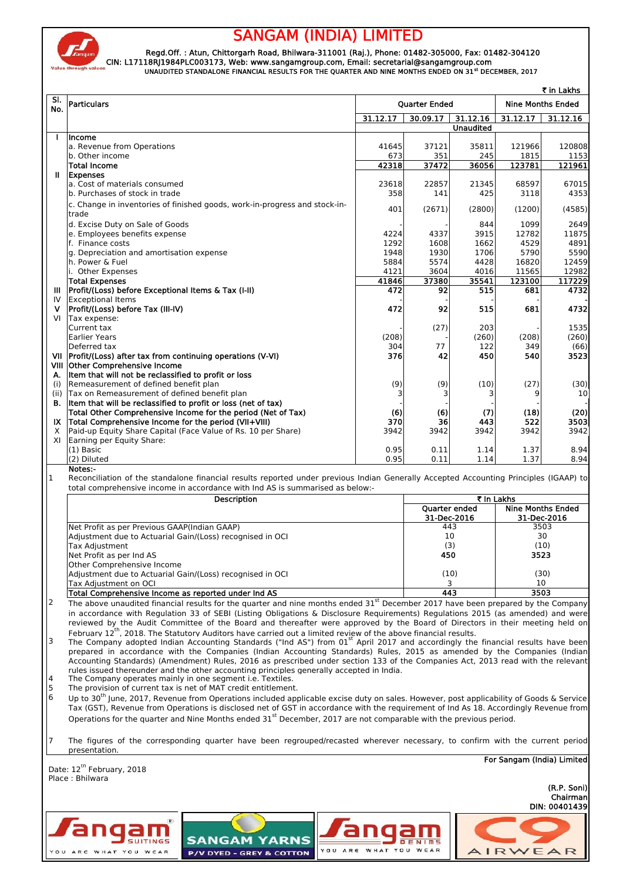# SANGAM (INDIA) LIMITED

Regd.Off. : Atun, Chittorgarh Road, Bhilwara-311001 (Raj.), Phone: 01482-305000, Fax: 01482-304120
CIN: L17118RJ1984PLC003173, Web: www.sangamgroup.com, Email: secretarial@sangamgroup.com

UNAUDITED STANDALONE FINANCIAL RESULTS FOR THE QUARTER AND NINE MONTHS ENDED ON 31st DECEMBER, 2017

₹ in Lakhs

| Sl. No. | Particulars | Quarter Ended | | | Nine Months Ended | |
|---|---|---|---|---|---|---|
| | | 31.12.17 | 30.09.17 | 31.12.16 | 31.12.17 | 31.12.16 |
| | | | | Unaudited | | |
| I | Income | | | | | |
| | a. Revenue from Operations | 41645 | 37121 | 35811 | 121966 | 120808 |
| | b. Other income | 673 | 351 | 245 | 1815 | 1153 |
| | **Total Income** | **42318** | **37472** | **36056** | **123781** | **121961** |
| II | Expenses | | | | | |
| | a. Cost of materials consumed | 23618 | 22857 | 21345 | 68597 | 67015 |
| | b. Purchases of stock in trade | 358 | 141 | 425 | 3118 | 4353 |
| | c. Change in inventories of finished goods, work-in-progress and stock-in-trade | 401 | (2671) | (2800) | (1200) | (4585) |
| | d. Excise Duty on Sale of Goods | - | - | 844 | 1099 | 2649 |
| | e. Employees benefits expense | 4224 | 4337 | 3915 | 12782 | 11875 |
| | f. Finance costs | 1292 | 1608 | 1662 | 4529 | 4891 |
| | g. Depreciation and amortisation expense | 1948 | 1930 | 1706 | 5790 | 5590 |
| | h. Power & Fuel | 5884 | 5574 | 4428 | 16820 | 12459 |
| | i. Other Expenses | 4121 | 3604 | 4016 | 11565 | 12982 |
| | **Total Expenses** | **41846** | **37380** | **35541** | **123100** | **117229** |
| III | **Profit/(Loss) before Exceptional Items & Tax (I-II)** | **472** | **92** | **515** | **681** | **4732** |
| IV | Exceptional Items | - | - | - | - | - |
| V | **Profit/(Loss) before Tax (III-IV)** | **472** | **92** | **515** | **681** | **4732** |
| VI | Tax expense: | | | | | |
| | Current tax | - | (27) | 203 | - | 1535 |
| | Earlier Years | (208) | - | (260) | (208) | (260) |
| | Deferred tax | 304 | 77 | 122 | 349 | (66) |
| VII | **Profit/(Loss) after tax from continuing operations (V-VI)** | **376** | **42** | **450** | **540** | **3523** |
| VIII | **Other Comprehensive Income** | | | | | |
| A. | **Item that will not be reclassified to profit or loss** | | | | | |
| (i) | Remeasurement of defined benefit plan | (9) | (9) | (10) | (27) | (30) |
| (ii) | Tax on Remeasurement of defined benefit plan | 3 | 3 | 3 | 9 | 10 |
| B. | **Item that will be reclassified to profit or loss (net of tax)** | - | - | - | - | - |
| | **Total Other Comprehensive Income for the period (Net of Tax)** | **(6)** | **(6)** | **(7)** | **(18)** | **(20)** |
| IX | **Total Comprehensive Income for the period (VII+VIII)** | **370** | **36** | **443** | **522** | **3503** |
| X | Paid-up Equity Share Capital (Face Value of Rs. 10 per Share) | 3942 | 3942 | 3942 | 3942 | 3942 |
| XI | Earning per Equity Share: | | | | | |
| | (1) Basic | 0.95 | 0.11 | 1.14 | 1.37 | 8.94 |
| | (2) Diluted | 0.95 | 0.11 | 1.14 | 1.37 | 8.94 |

**Notes:-**

1. Reconciliation of the standalone financial results reported under previous Indian Generally Accepted Accounting Principles (IGAAP) to total comprehensive income in accordance with Ind AS is summarised as below:-

| Description | ₹ In Lakhs | |
|---|---|---|
| | Quarter ended 31-Dec-2016 | Nine Months Ended 31-Dec-2016 |
| Net Profit as per Previous GAAP(Indian GAAP) | 443 | 3503 |
| Adjustment due to Actuarial Gain/(Loss) recognised in OCI | 10 | 30 |
| Tax Adjustment | (3) | (10) |
| **Net Profit as per Ind AS** | **450** | **3523** |
| Other Comprehensive Income | | |
| Adjustment due to Actuarial Gain/(Loss) recognised in OCI | (10) | (30) |
| Tax Adjustment on OCI | 3 | 10 |
| **Total Comprehensive Income as reported under Ind AS** | **443** | **3503** |

2. The above unaudited financial results for the quarter and nine months ended 31st December 2017 have been prepared by the Company in accordance with Regulation 33 of SEBI (Listing Obligations & Disclosure Requirements) Regulations 2015 (as amended) and were reviewed by the Audit Committee of the Board and thereafter were approved by the Board of Directors in their meeting held on February 12th, 2018. The Statutory Auditors have carried out a limited review of the above financial results.
3. The Company adopted Indian Accounting Standards ("Ind AS") from 01st April 2017 and accordingly the financial results have been prepared in accordance with the Companies (Indian Accounting Standards) Rules, 2015 as amended by the Companies (Indian Accounting Standards) (Amendment) Rules, 2016 as prescribed under section 133 of the Companies Act, 2013 read with the relevant rules issued thereunder and the other accounting principles generally accepted in India.
4. The Company operates mainly in one segment i.e. Textiles.
5. The provision of current tax is net of MAT credit entitlement.
6. Up to 30th June, 2017, Revenue from Operations included applicable excise duty on sales. However, post applicability of Goods & Service Tax (GST), Revenue from Operations is disclosed net of GST in accordance with the requirement of Ind As 18. Accordingly Revenue from Operations for the quarter and Nine Months ended 31st December, 2017 are not comparable with the previous period.
7. The figures of the corresponding quarter have been regrouped/recasted wherever necessary, to confirm with the current period presentation.

Date: 12th February, 2018
Place : Bhilwara

**For Sangam (India) Limited**

(R.P. Soni)
Chairman
DIN: 00401439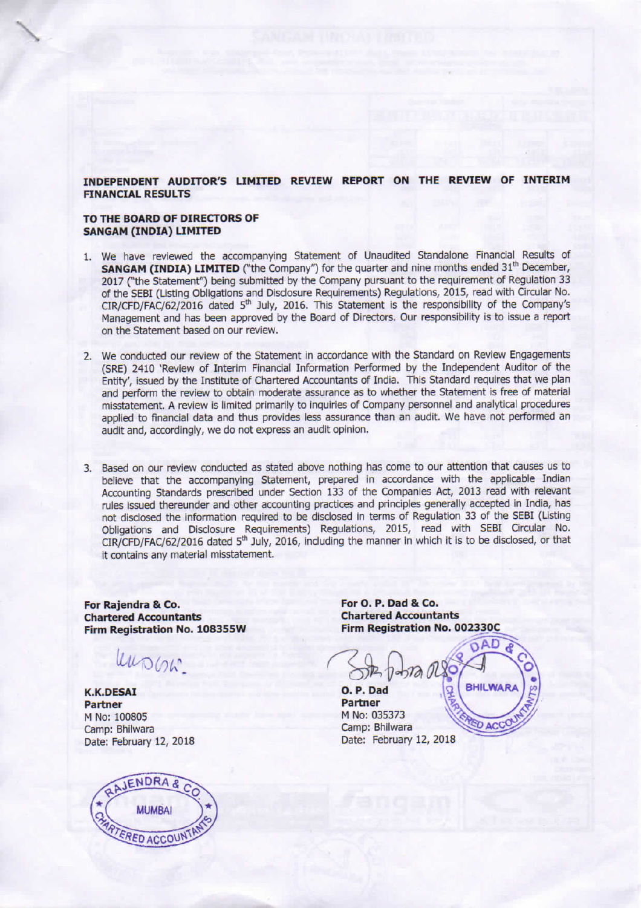## INDEPENDENT AUDITOR'S LIMITED REVIEW REPORT ON THE REVIEW OF INTERIM FINANCIAL RESULTS

**TO THE BOARD OF DIRECTORS OF SANGAM (INDIA) LIMITED**

1. We have reviewed the accompanying Statement of Unaudited Standalone Financial Results of **SANGAM (INDIA) LIMITED** ("the Company") for the quarter and nine months ended 31[th] December, 2017 ("the Statement") being submitted by the Company pursuant to the requirement of Regulation 33 of the SEBI (Listing Obligations and Disclosure Requirements) Regulations, 2015, read with Circular No. CIR/CFD/FAC/62/2016 dated 5[th] July, 2016. This Statement is the responsibility of the Company's Management and has been approved by the Board of Directors. Our responsibility is to issue a report on the Statement based on our review.

2. We conducted our review of the Statement in accordance with the Standard on Review Engagements (SRE) 2410 'Review of Interim Financial Information Performed by the Independent Auditor of the Entity', issued by the Institute of Chartered Accountants of India. This Standard requires that we plan and perform the review to obtain moderate assurance as to whether the Statement is free of material misstatement. A review is limited primarily to inquiries of Company personnel and analytical procedures applied to financial data and thus provides less assurance than an audit. We have not performed an audit and, accordingly, we do not express an audit opinion.

3. Based on our review conducted as stated above nothing has come to our attention that causes us to believe that the accompanying Statement, prepared in accordance with the applicable Indian Accounting Standards prescribed under Section 133 of the Companies Act, 2013 read with relevant rules issued thereunder and other accounting practices and principles generally accepted in India, has not disclosed the information required to be disclosed in terms of Regulation 33 of the SEBI (Listing Obligations and Disclosure Requirements) Regulations, 2015, read with SEBI Circular No. CIR/CFD/FAC/62/2016 dated 5[th] July, 2016, including the manner in which it is to be disclosed, or that it contains any material misstatement.

**For Rajendra & Co.**
**Chartered Accountants**
**Firm Registration No. 108355W**

**K.K.DESAI**
**Partner**
M No: 100805
Camp: Bhilwara
Date: February 12, 2018

**For O. P. Dad & Co.**
**Chartered Accountants**
**Firm Registration No. 002330C**

**O. P. Dad**
**Partner**
M No: 035373
Camp: Bhilwara
Date: February 12, 2018